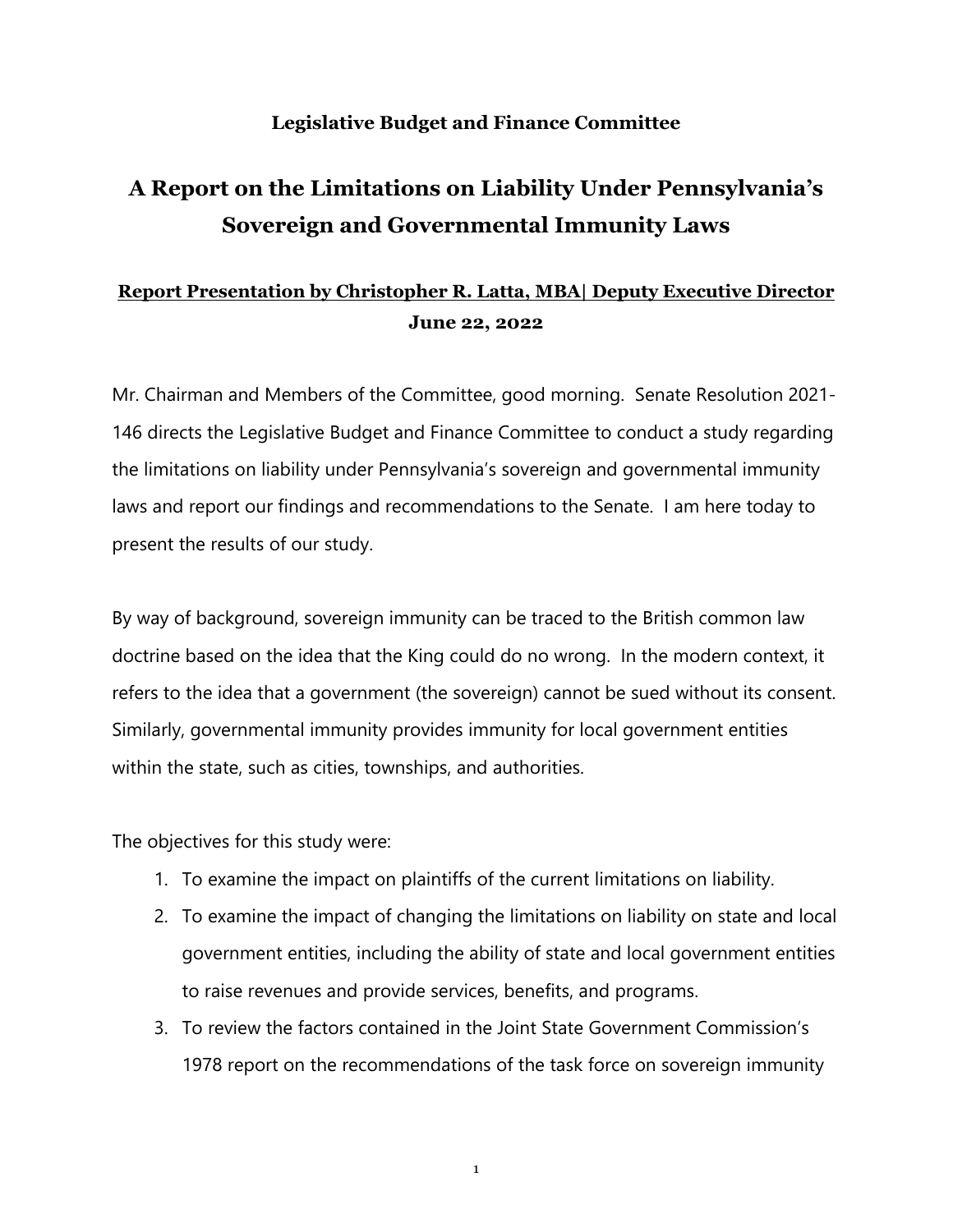**Legislative Budget and Finance Committee**

# A Report on the Limitations on Liability Under Pennsylvania's Sovereign and Governmental Immunity Laws

**Report Presentation by Christopher R. Latta, MBA| Deputy Executive Director**
**June 22, 2022**

Mr. Chairman and Members of the Committee, good morning. Senate Resolution 2021-146 directs the Legislative Budget and Finance Committee to conduct a study regarding the limitations on liability under Pennsylvania's sovereign and governmental immunity laws and report our findings and recommendations to the Senate. I am here today to present the results of our study.

By way of background, sovereign immunity can be traced to the British common law doctrine based on the idea that the King could do no wrong. In the modern context, it refers to the idea that a government (the sovereign) cannot be sued without its consent. Similarly, governmental immunity provides immunity for local government entities within the state, such as cities, townships, and authorities.

The objectives for this study were:

1. To examine the impact on plaintiffs of the current limitations on liability.
2. To examine the impact of changing the limitations on liability on state and local government entities, including the ability of state and local government entities to raise revenues and provide services, benefits, and programs.
3. To review the factors contained in the Joint State Government Commission's 1978 report on the recommendations of the task force on sovereign immunity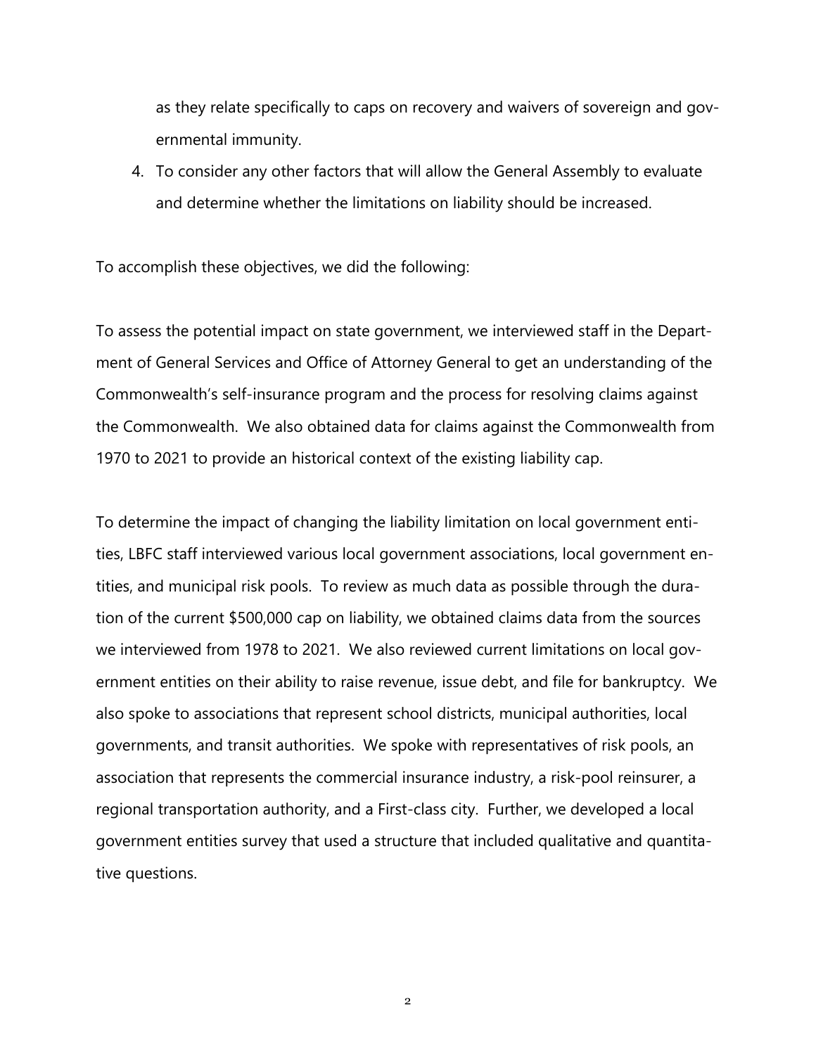as they relate specifically to caps on recovery and waivers of sovereign and governmental immunity.

4. To consider any other factors that will allow the General Assembly to evaluate and determine whether the limitations on liability should be increased.

To accomplish these objectives, we did the following:

To assess the potential impact on state government, we interviewed staff in the Department of General Services and Office of Attorney General to get an understanding of the Commonwealth's self-insurance program and the process for resolving claims against the Commonwealth. We also obtained data for claims against the Commonwealth from 1970 to 2021 to provide an historical context of the existing liability cap.

To determine the impact of changing the liability limitation on local government entities, LBFC staff interviewed various local government associations, local government entities, and municipal risk pools. To review as much data as possible through the duration of the current $500,000 cap on liability, we obtained claims data from the sources we interviewed from 1978 to 2021. We also reviewed current limitations on local government entities on their ability to raise revenue, issue debt, and file for bankruptcy. We also spoke to associations that represent school districts, municipal authorities, local governments, and transit authorities. We spoke with representatives of risk pools, an association that represents the commercial insurance industry, a risk-pool reinsurer, a regional transportation authority, and a First-class city. Further, we developed a local government entities survey that used a structure that included qualitative and quantitative questions.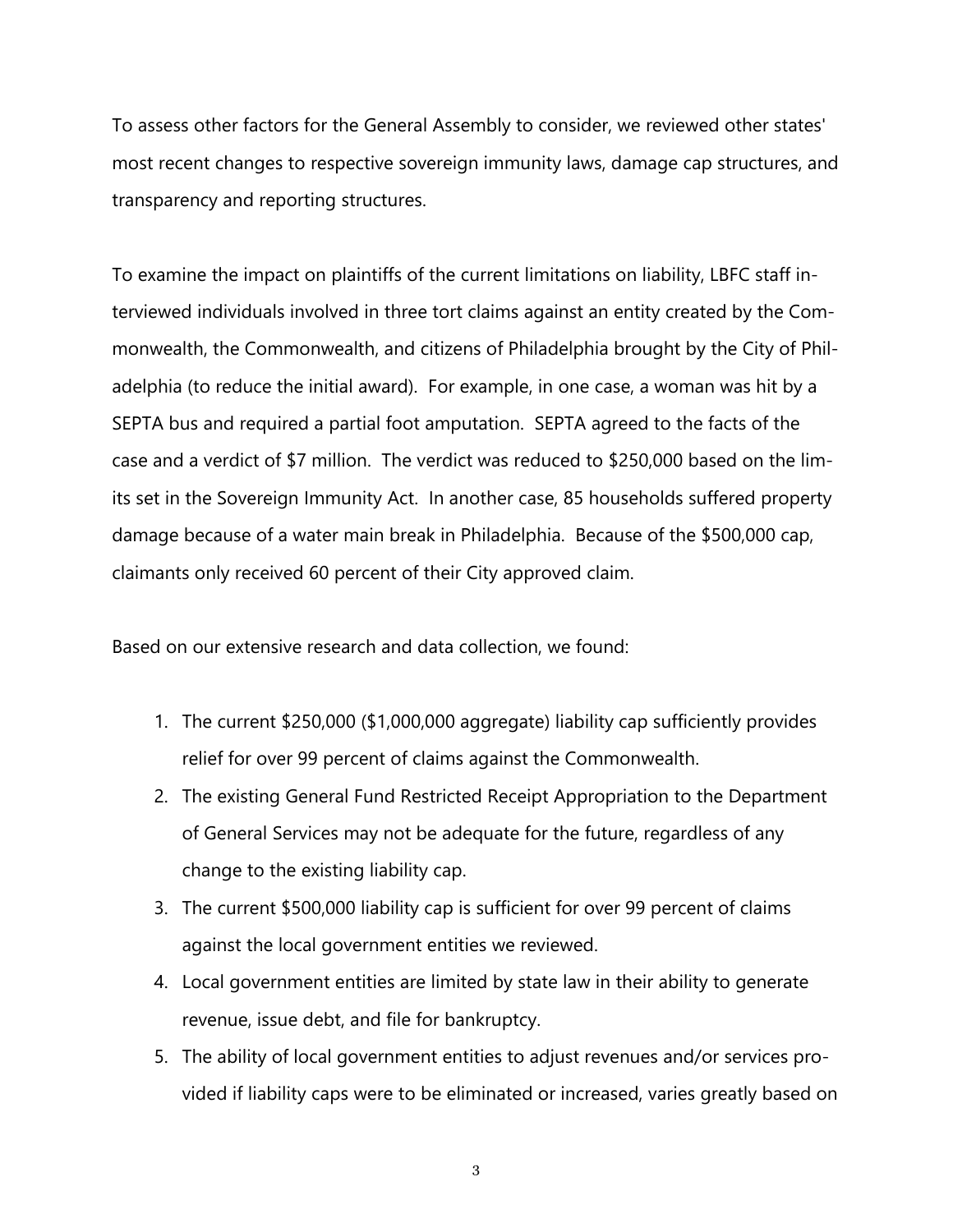To assess other factors for the General Assembly to consider, we reviewed other states' most recent changes to respective sovereign immunity laws, damage cap structures, and transparency and reporting structures.

To examine the impact on plaintiffs of the current limitations on liability, LBFC staff interviewed individuals involved in three tort claims against an entity created by the Commonwealth, the Commonwealth, and citizens of Philadelphia brought by the City of Philadelphia (to reduce the initial award). For example, in one case, a woman was hit by a SEPTA bus and required a partial foot amputation. SEPTA agreed to the facts of the case and a verdict of $7 million. The verdict was reduced to $250,000 based on the limits set in the Sovereign Immunity Act. In another case, 85 households suffered property damage because of a water main break in Philadelphia. Because of the $500,000 cap, claimants only received 60 percent of their City approved claim.

Based on our extensive research and data collection, we found:

1. The current $250,000 ($1,000,000 aggregate) liability cap sufficiently provides relief for over 99 percent of claims against the Commonwealth.
2. The existing General Fund Restricted Receipt Appropriation to the Department of General Services may not be adequate for the future, regardless of any change to the existing liability cap.
3. The current $500,000 liability cap is sufficient for over 99 percent of claims against the local government entities we reviewed.
4. Local government entities are limited by state law in their ability to generate revenue, issue debt, and file for bankruptcy.
5. The ability of local government entities to adjust revenues and/or services provided if liability caps were to be eliminated or increased, varies greatly based on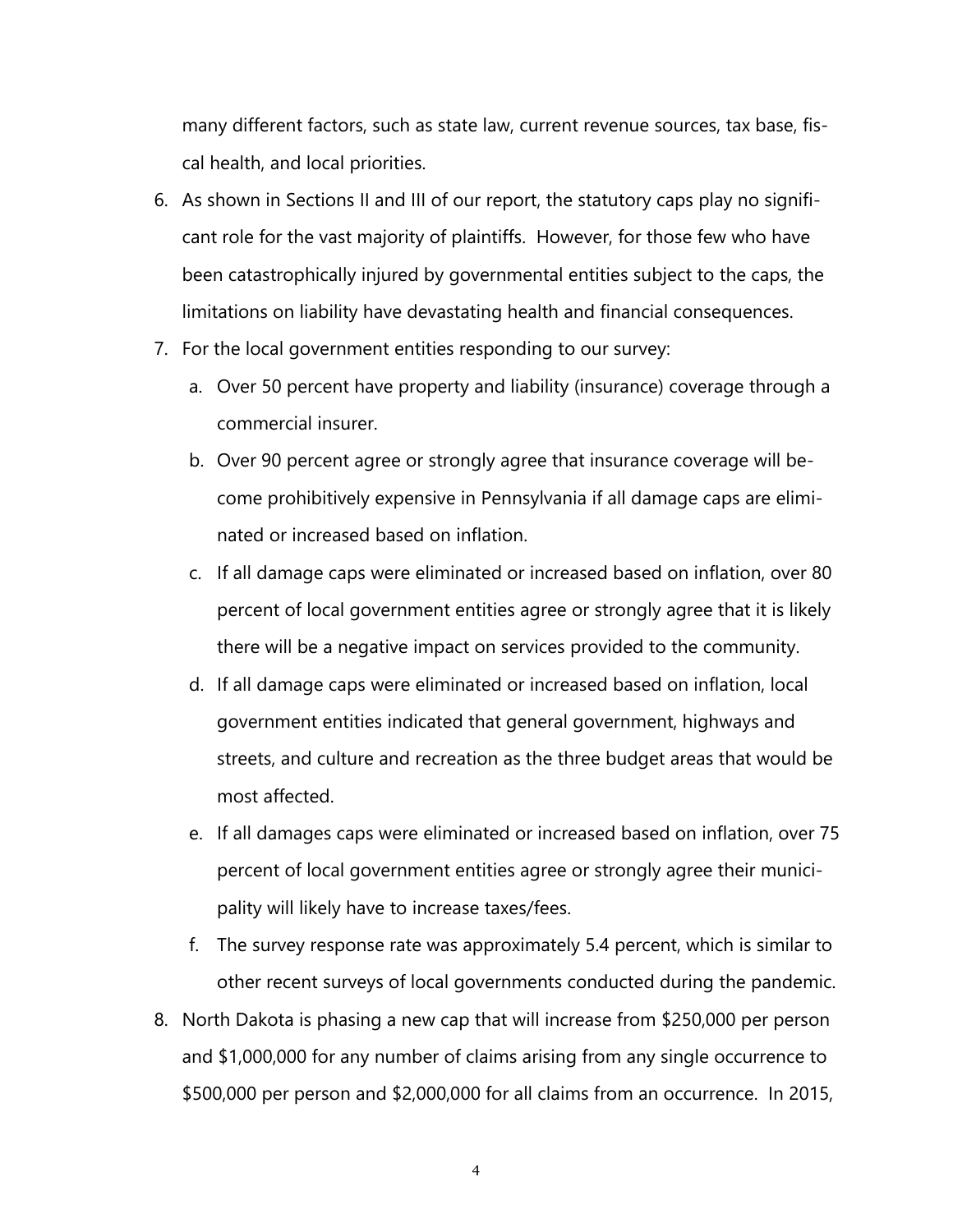many different factors, such as state law, current revenue sources, tax base, fiscal health, and local priorities.

6. As shown in Sections II and III of our report, the statutory caps play no significant role for the vast majority of plaintiffs. However, for those few who have been catastrophically injured by governmental entities subject to the caps, the limitations on liability have devastating health and financial consequences.
7. For the local government entities responding to our survey:
   a. Over 50 percent have property and liability (insurance) coverage through a commercial insurer.
   b. Over 90 percent agree or strongly agree that insurance coverage will become prohibitively expensive in Pennsylvania if all damage caps are eliminated or increased based on inflation.
   c. If all damage caps were eliminated or increased based on inflation, over 80 percent of local government entities agree or strongly agree that it is likely there will be a negative impact on services provided to the community.
   d. If all damage caps were eliminated or increased based on inflation, local government entities indicated that general government, highways and streets, and culture and recreation as the three budget areas that would be most affected.
   e. If all damages caps were eliminated or increased based on inflation, over 75 percent of local government entities agree or strongly agree their municipality will likely have to increase taxes/fees.
   f. The survey response rate was approximately 5.4 percent, which is similar to other recent surveys of local governments conducted during the pandemic.
8. North Dakota is phasing a new cap that will increase from $250,000 per person and $1,000,000 for any number of claims arising from any single occurrence to $500,000 per person and $2,000,000 for all claims from an occurrence. In 2015,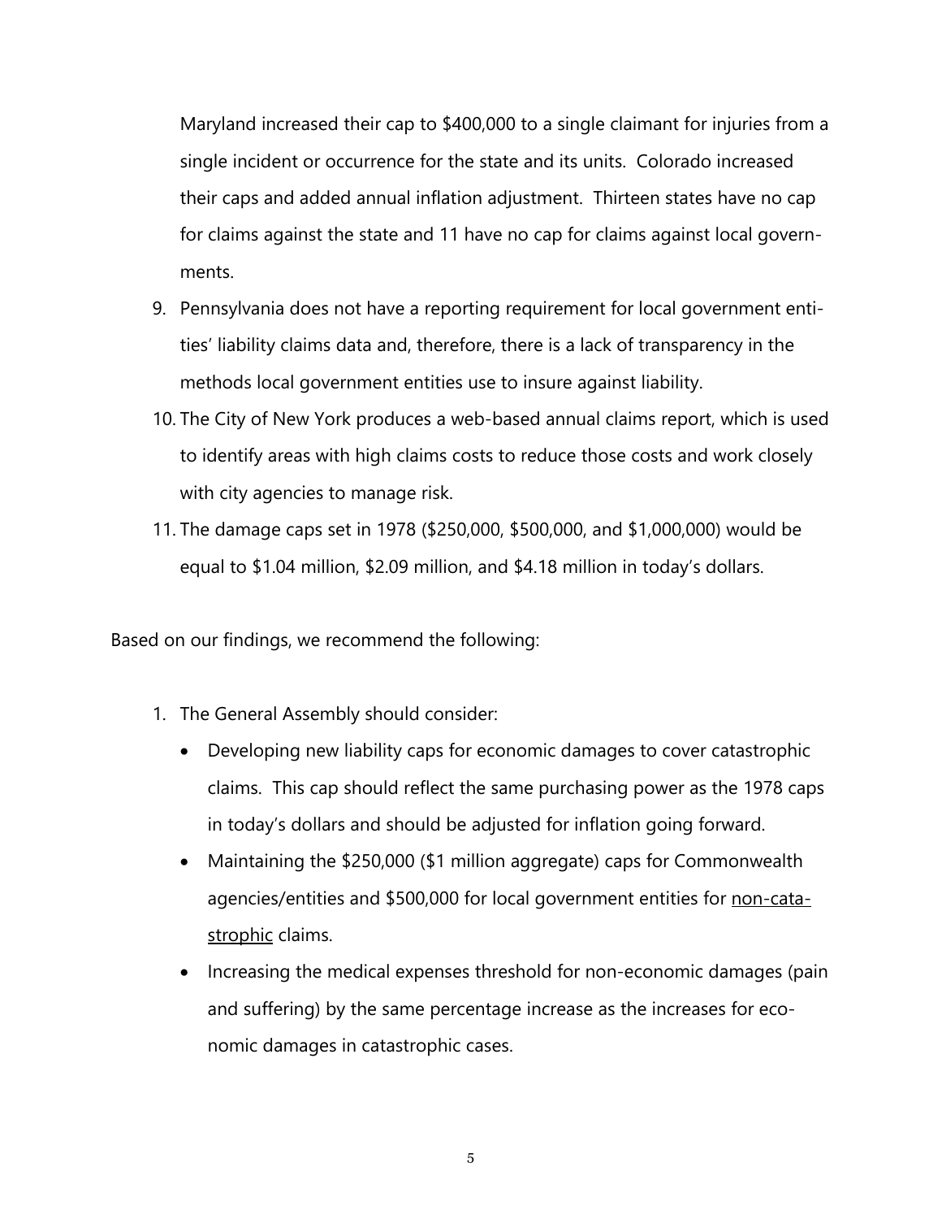Maryland increased their cap to $400,000 to a single claimant for injuries from a single incident or occurrence for the state and its units. Colorado increased their caps and added annual inflation adjustment. Thirteen states have no cap for claims against the state and 11 have no cap for claims against local governments.

9. Pennsylvania does not have a reporting requirement for local government entities' liability claims data and, therefore, there is a lack of transparency in the methods local government entities use to insure against liability.
10. The City of New York produces a web-based annual claims report, which is used to identify areas with high claims costs to reduce those costs and work closely with city agencies to manage risk.
11. The damage caps set in 1978 ($250,000, $500,000, and $1,000,000) would be equal to $1.04 million, $2.09 million, and $4.18 million in today's dollars.

Based on our findings, we recommend the following:

1. The General Assembly should consider:
   - Developing new liability caps for economic damages to cover catastrophic claims. This cap should reflect the same purchasing power as the 1978 caps in today's dollars and should be adjusted for inflation going forward.
   - Maintaining the $250,000 ($1 million aggregate) caps for Commonwealth agencies/entities and $500,000 for local government entities for <u>non-catastrophic</u> claims.
   - Increasing the medical expenses threshold for non-economic damages (pain and suffering) by the same percentage increase as the increases for economic damages in catastrophic cases.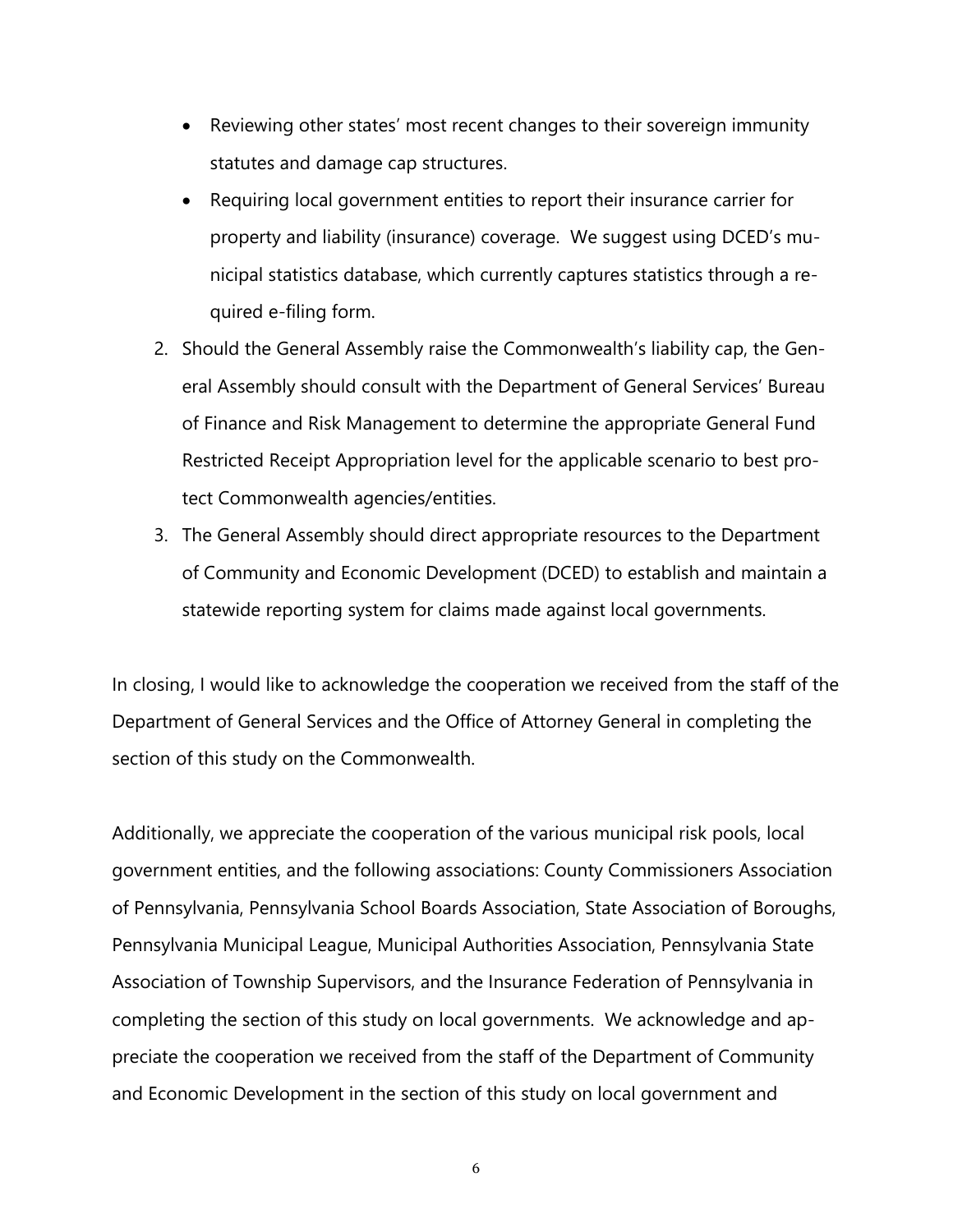- Reviewing other states' most recent changes to their sovereign immunity statutes and damage cap structures.
- Requiring local government entities to report their insurance carrier for property and liability (insurance) coverage. We suggest using DCED's municipal statistics database, which currently captures statistics through a required e-filing form.

2. Should the General Assembly raise the Commonwealth's liability cap, the General Assembly should consult with the Department of General Services' Bureau of Finance and Risk Management to determine the appropriate General Fund Restricted Receipt Appropriation level for the applicable scenario to best protect Commonwealth agencies/entities.
3. The General Assembly should direct appropriate resources to the Department of Community and Economic Development (DCED) to establish and maintain a statewide reporting system for claims made against local governments.

In closing, I would like to acknowledge the cooperation we received from the staff of the Department of General Services and the Office of Attorney General in completing the section of this study on the Commonwealth.

Additionally, we appreciate the cooperation of the various municipal risk pools, local government entities, and the following associations: County Commissioners Association of Pennsylvania, Pennsylvania School Boards Association, State Association of Boroughs, Pennsylvania Municipal League, Municipal Authorities Association, Pennsylvania State Association of Township Supervisors, and the Insurance Federation of Pennsylvania in completing the section of this study on local governments. We acknowledge and appreciate the cooperation we received from the staff of the Department of Community and Economic Development in the section of this study on local government and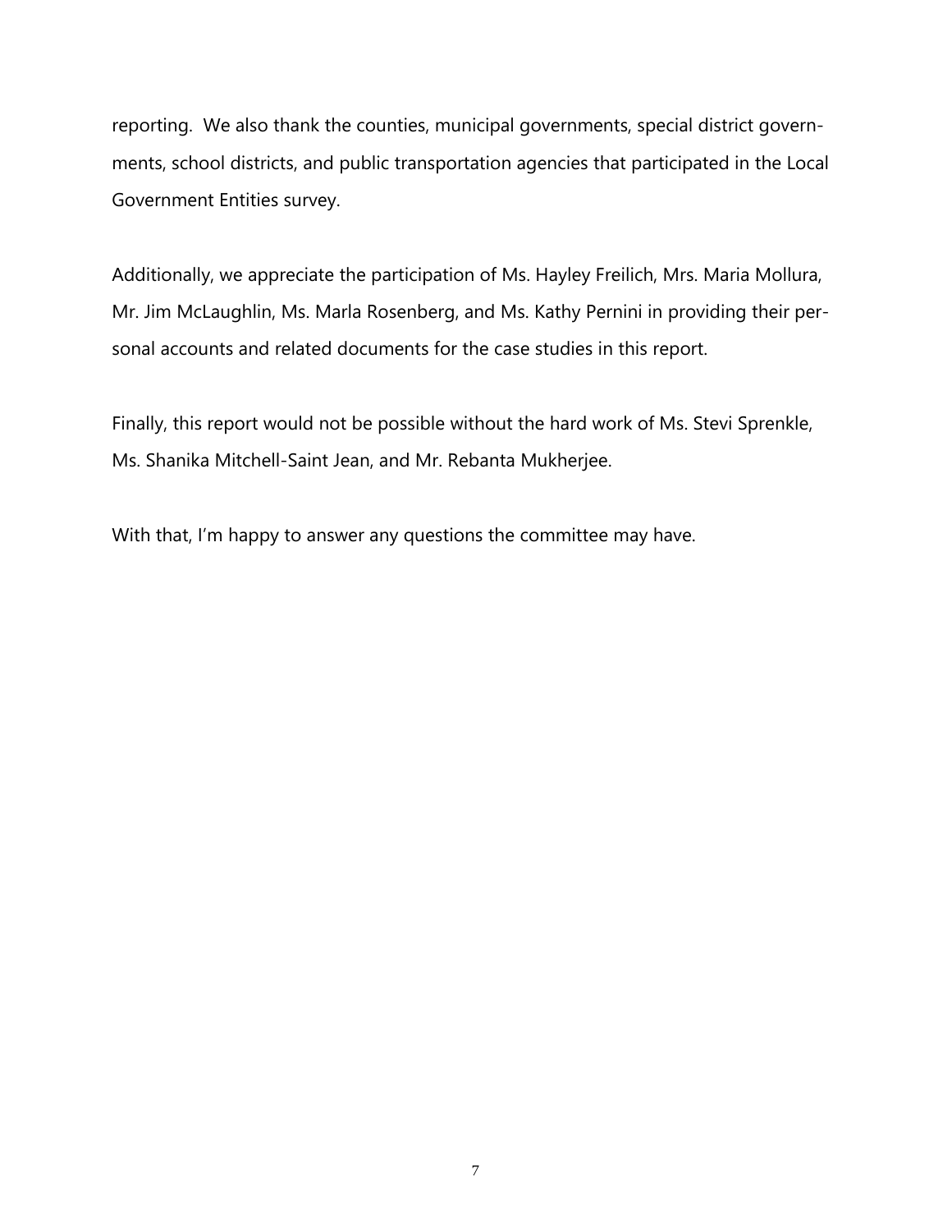reporting. We also thank the counties, municipal governments, special district governments, school districts, and public transportation agencies that participated in the Local Government Entities survey.

Additionally, we appreciate the participation of Ms. Hayley Freilich, Mrs. Maria Mollura, Mr. Jim McLaughlin, Ms. Marla Rosenberg, and Ms. Kathy Pernini in providing their personal accounts and related documents for the case studies in this report.

Finally, this report would not be possible without the hard work of Ms. Stevi Sprenkle, Ms. Shanika Mitchell-Saint Jean, and Mr. Rebanta Mukherjee.

With that, I'm happy to answer any questions the committee may have.